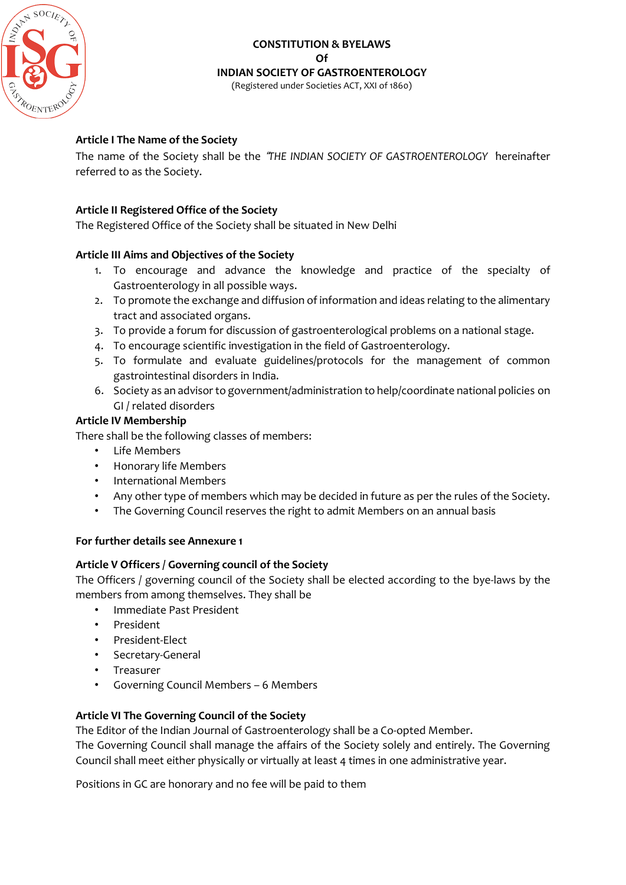**CONSTITUTION & BYELAWS**
**Of**
**INDIAN SOCIETY OF GASTROENTEROLOGY**
(Registered under Societies ACT, XXI of 1860)

### Article I The Name of the Society

The name of the Society shall be the *"THE INDIAN SOCIETY OF GASTROENTEROLOGY* hereinafter referred to as the Society.

### Article II Registered Office of the Society

The Registered Office of the Society shall be situated in New Delhi

### Article III Aims and Objectives of the Society

1. To encourage and advance the knowledge and practice of the specialty of Gastroenterology in all possible ways.
2. To promote the exchange and diffusion of information and ideas relating to the alimentary tract and associated organs.
3. To provide a forum for discussion of gastroenterological problems on a national stage.
4. To encourage scientific investigation in the field of Gastroenterology.
5. To formulate and evaluate guidelines/protocols for the management of common gastrointestinal disorders in India.
6. Society as an advisor to government/administration to help/coordinate national policies on GI / related disorders

### Article IV Membership

There shall be the following classes of members:

- Life Members
- Honorary life Members
- International Members
- Any other type of members which may be decided in future as per the rules of the Society.
- The Governing Council reserves the right to admit Members on an annual basis

**For further details see Annexure 1**

### Article V Officers / Governing council of the Society

The Officers / governing council of the Society shall be elected according to the bye-laws by the members from among themselves. They shall be

- Immediate Past President
- President
- President-Elect
- Secretary-General
- Treasurer
- Governing Council Members – 6 Members

### Article VI The Governing Council of the Society

The Editor of the Indian Journal of Gastroenterology shall be a Co-opted Member.
The Governing Council shall manage the affairs of the Society solely and entirely. The Governing Council shall meet either physically or virtually at least 4 times in one administrative year.

Positions in GC are honorary and no fee will be paid to them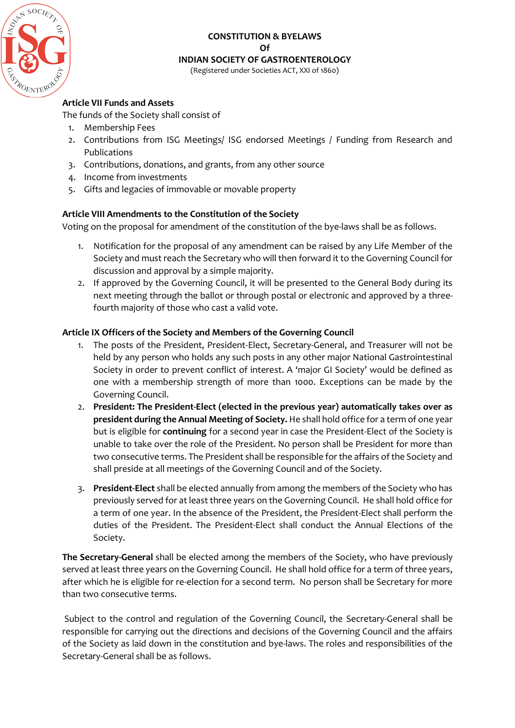**CONSTITUTION & BYELAWS**
**Of**
**INDIAN SOCIETY OF GASTROENTEROLOGY**
(Registered under Societies ACT, XXI of 1860)

**Article VII Funds and Assets**

The funds of the Society shall consist of

1. Membership Fees
2. Contributions from ISG Meetings/ ISG endorsed Meetings / Funding from Research and Publications
3. Contributions, donations, and grants, from any other source
4. Income from investments
5. Gifts and legacies of immovable or movable property

**Article VIII Amendments to the Constitution of the Society**

Voting on the proposal for amendment of the constitution of the bye-laws shall be as follows.

1. Notification for the proposal of any amendment can be raised by any Life Member of the Society and must reach the Secretary who will then forward it to the Governing Council for discussion and approval by a simple majority.
2. If approved by the Governing Council, it will be presented to the General Body during its next meeting through the ballot or through postal or electronic and approved by a three-fourth majority of those who cast a valid vote.

**Article IX Officers of the Society and Members of the Governing Council**

1. The posts of the President, President-Elect, Secretary-General, and Treasurer will not be held by any person who holds any such posts in any other major National Gastrointestinal Society in order to prevent conflict of interest. A 'major GI Society' would be defined as one with a membership strength of more than 1000. Exceptions can be made by the Governing Council.
2. **President: The President-Elect (elected in the previous year) automatically takes over as president during the Annual Meeting of Society.** He shall hold office for a term of one year but is eligible for **continuing** for a second year in case the President-Elect of the Society is unable to take over the role of the President. No person shall be President for more than two consecutive terms. The President shall be responsible for the affairs of the Society and shall preside at all meetings of the Governing Council and of the Society.
3. **President-Elect** shall be elected annually from among the members of the Society who has previously served for at least three years on the Governing Council. He shall hold office for a term of one year. In the absence of the President, the President-Elect shall perform the duties of the President. The President-Elect shall conduct the Annual Elections of the Society.

**The Secretary-General** shall be elected among the members of the Society, who have previously served at least three years on the Governing Council. He shall hold office for a term of three years, after which he is eligible for re-election for a second term. No person shall be Secretary for more than two consecutive terms.

Subject to the control and regulation of the Governing Council, the Secretary-General shall be responsible for carrying out the directions and decisions of the Governing Council and the affairs of the Society as laid down in the constitution and bye-laws. The roles and responsibilities of the Secretary-General shall be as follows.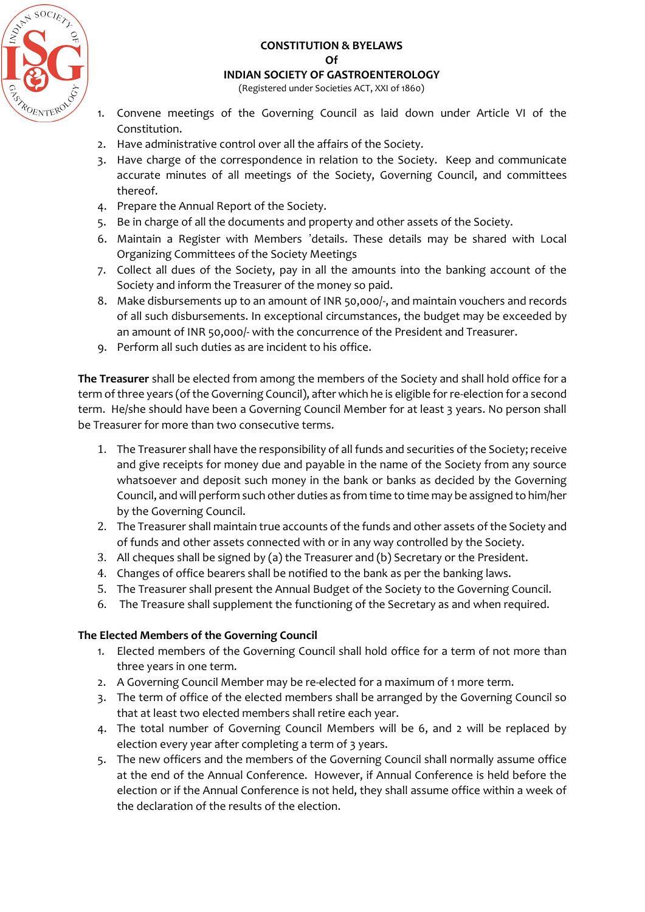1. Convene meetings of the Governing Council as laid down under Article VI of the Constitution.
2. Have administrative control over all the affairs of the Society.
3. Have charge of the correspondence in relation to the Society. Keep and communicate accurate minutes of all meetings of the Society, Governing Council, and committees thereof.
4. Prepare the Annual Report of the Society.
5. Be in charge of all the documents and property and other assets of the Society.
6. Maintain a Register with Members 'details. These details may be shared with Local Organizing Committees of the Society Meetings
7. Collect all dues of the Society, pay in all the amounts into the banking account of the Society and inform the Treasurer of the money so paid.
8. Make disbursements up to an amount of INR 50,000/-, and maintain vouchers and records of all such disbursements. In exceptional circumstances, the budget may be exceeded by an amount of INR 50,000/- with the concurrence of the President and Treasurer.
9. Perform all such duties as are incident to his office.

**The Treasurer** shall be elected from among the members of the Society and shall hold office for a term of three years (of the Governing Council), after which he is eligible for re-election for a second term. He/she should have been a Governing Council Member for at least 3 years. No person shall be Treasurer for more than two consecutive terms.

1. The Treasurer shall have the responsibility of all funds and securities of the Society; receive and give receipts for money due and payable in the name of the Society from any source whatsoever and deposit such money in the bank or banks as decided by the Governing Council, and will perform such other duties as from time to time may be assigned to him/her by the Governing Council.
2. The Treasurer shall maintain true accounts of the funds and other assets of the Society and of funds and other assets connected with or in any way controlled by the Society.
3. All cheques shall be signed by (a) the Treasurer and (b) Secretary or the President.
4. Changes of office bearers shall be notified to the bank as per the banking laws.
5. The Treasurer shall present the Annual Budget of the Society to the Governing Council.
6. The Treasure shall supplement the functioning of the Secretary as and when required.

**The Elected Members of the Governing Council**

1. Elected members of the Governing Council shall hold office for a term of not more than three years in one term.
2. A Governing Council Member may be re-elected for a maximum of 1 more term.
3. The term of office of the elected members shall be arranged by the Governing Council so that at least two elected members shall retire each year.
4. The total number of Governing Council Members will be 6, and 2 will be replaced by election every year after completing a term of 3 years.
5. The new officers and the members of the Governing Council shall normally assume office at the end of the Annual Conference. However, if Annual Conference is held before the election or if the Annual Conference is not held, they shall assume office within a week of the declaration of the results of the election.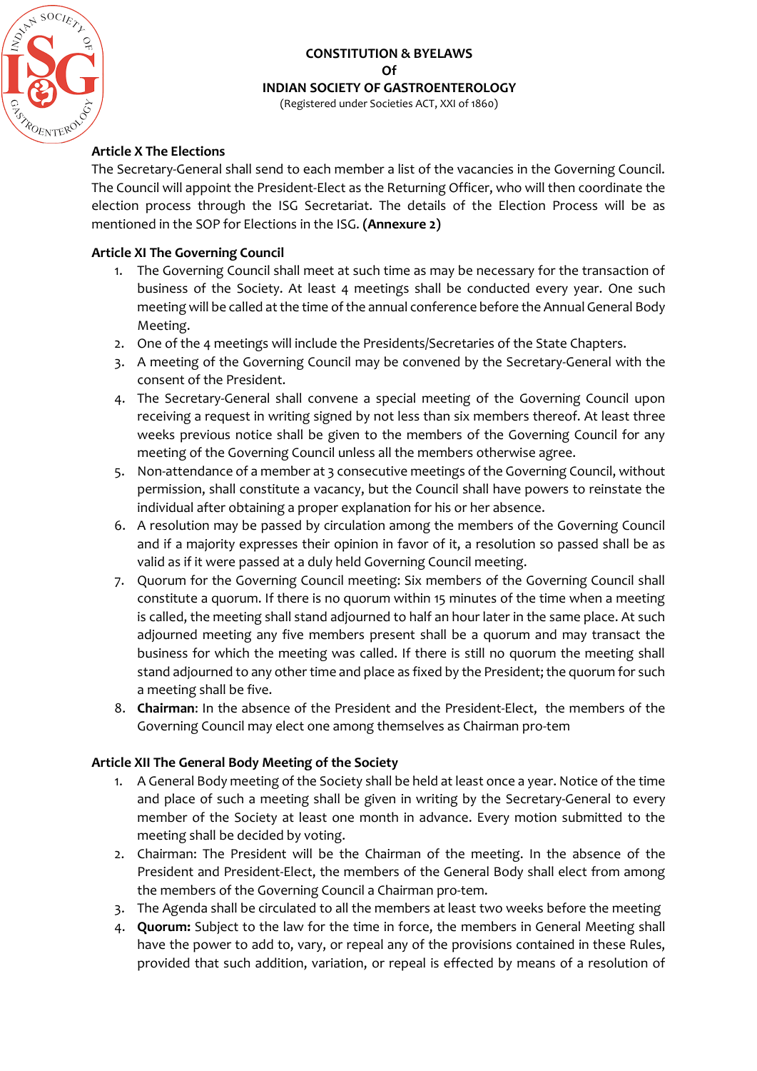## Article X The Elections

The Secretary-General shall send to each member a list of the vacancies in the Governing Council. The Council will appoint the President-Elect as the Returning Officer, who will then coordinate the election process through the ISG Secretariat. The details of the Election Process will be as mentioned in the SOP for Elections in the ISG. **(Annexure 2)**

## Article XI The Governing Council

1. The Governing Council shall meet at such time as may be necessary for the transaction of business of the Society. At least 4 meetings shall be conducted every year. One such meeting will be called at the time of the annual conference before the Annual General Body Meeting.
2. One of the 4 meetings will include the Presidents/Secretaries of the State Chapters.
3. A meeting of the Governing Council may be convened by the Secretary-General with the consent of the President.
4. The Secretary-General shall convene a special meeting of the Governing Council upon receiving a request in writing signed by not less than six members thereof. At least three weeks previous notice shall be given to the members of the Governing Council for any meeting of the Governing Council unless all the members otherwise agree.
5. Non-attendance of a member at 3 consecutive meetings of the Governing Council, without permission, shall constitute a vacancy, but the Council shall have powers to reinstate the individual after obtaining a proper explanation for his or her absence.
6. A resolution may be passed by circulation among the members of the Governing Council and if a majority expresses their opinion in favor of it, a resolution so passed shall be as valid as if it were passed at a duly held Governing Council meeting.
7. Quorum for the Governing Council meeting: Six members of the Governing Council shall constitute a quorum. If there is no quorum within 15 minutes of the time when a meeting is called, the meeting shall stand adjourned to half an hour later in the same place. At such adjourned meeting any five members present shall be a quorum and may transact the business for which the meeting was called. If there is still no quorum the meeting shall stand adjourned to any other time and place as fixed by the President; the quorum for such a meeting shall be five.
8. **Chairman**: In the absence of the President and the President-Elect, the members of the Governing Council may elect one among themselves as Chairman pro-tem

## Article XII The General Body Meeting of the Society

1. A General Body meeting of the Society shall be held at least once a year. Notice of the time and place of such a meeting shall be given in writing by the Secretary-General to every member of the Society at least one month in advance. Every motion submitted to the meeting shall be decided by voting.
2. Chairman: The President will be the Chairman of the meeting. In the absence of the President and President-Elect, the members of the General Body shall elect from among the members of the Governing Council a Chairman pro-tem.
3. The Agenda shall be circulated to all the members at least two weeks before the meeting
4. **Quorum:** Subject to the law for the time in force, the members in General Meeting shall have the power to add to, vary, or repeal any of the provisions contained in these Rules, provided that such addition, variation, or repeal is effected by means of a resolution of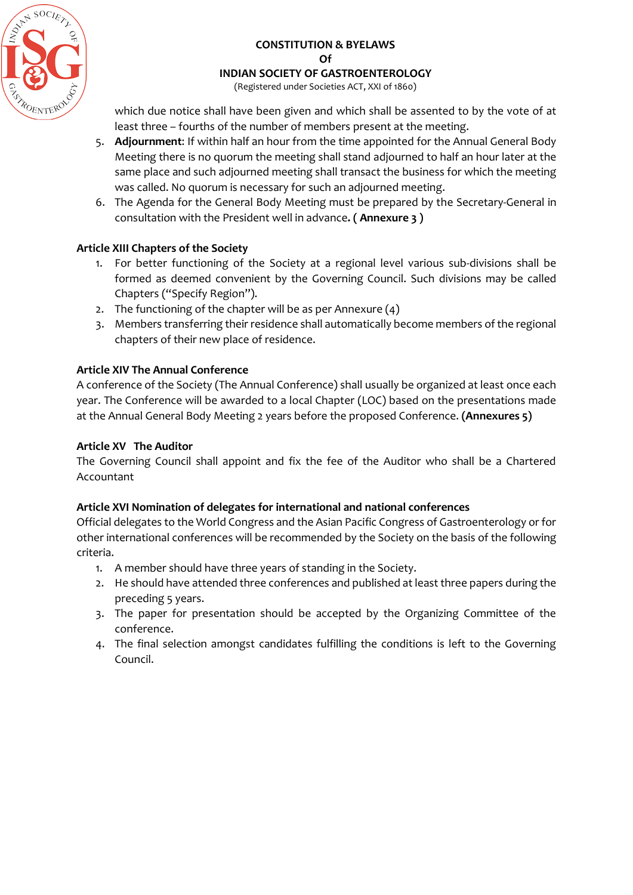which due notice shall have been given and which shall be assented to by the vote of at least three – fourths of the number of members present at the meeting.

5. **Adjournment**: If within half an hour from the time appointed for the Annual General Body Meeting there is no quorum the meeting shall stand adjourned to half an hour later at the same place and such adjourned meeting shall transact the business for which the meeting was called. No quorum is necessary for such an adjourned meeting.
6. The Agenda for the General Body Meeting must be prepared by the Secretary-General in consultation with the President well in advance**. ( Annexure 3 )**

**Article XIII Chapters of the Society**

1. For better functioning of the Society at a regional level various sub-divisions shall be formed as deemed convenient by the Governing Council. Such divisions may be called Chapters ("Specify Region").
2. The functioning of the chapter will be as per Annexure (4)
3. Members transferring their residence shall automatically become members of the regional chapters of their new place of residence.

**Article XIV The Annual Conference**

A conference of the Society (The Annual Conference) shall usually be organized at least once each year. The Conference will be awarded to a local Chapter (LOC) based on the presentations made at the Annual General Body Meeting 2 years before the proposed Conference. **(Annexures 5)**

**Article XV The Auditor**

The Governing Council shall appoint and fix the fee of the Auditor who shall be a Chartered Accountant

**Article XVI Nomination of delegates for international and national conferences**

Official delegates to the World Congress and the Asian Pacific Congress of Gastroenterology or for other international conferences will be recommended by the Society on the basis of the following criteria.

1. A member should have three years of standing in the Society.
2. He should have attended three conferences and published at least three papers during the preceding 5 years.
3. The paper for presentation should be accepted by the Organizing Committee of the conference.
4. The final selection amongst candidates fulfilling the conditions is left to the Governing Council.